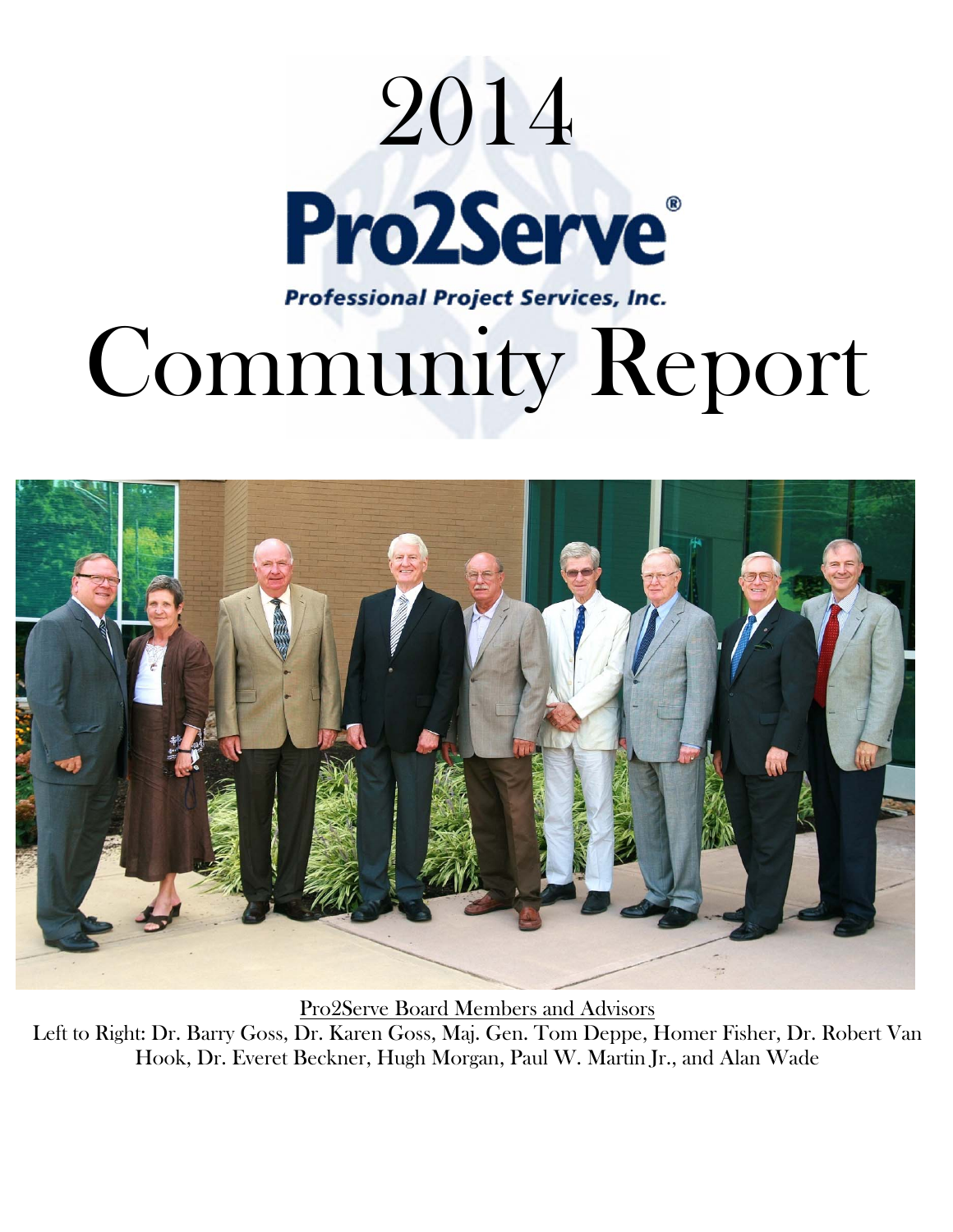# 2014

**Pro2Serve®**

**Professional Project Services, Inc.**

# Community Report

<u>Pro2Serve Board Members and Advisors</u>

Left to Right: Dr. Barry Goss, Dr. Karen Goss, Maj. Gen. Tom Deppe, Homer Fisher, Dr. Robert Van Hook, Dr. Everet Beckner, Hugh Morgan, Paul W. Martin Jr., and Alan Wade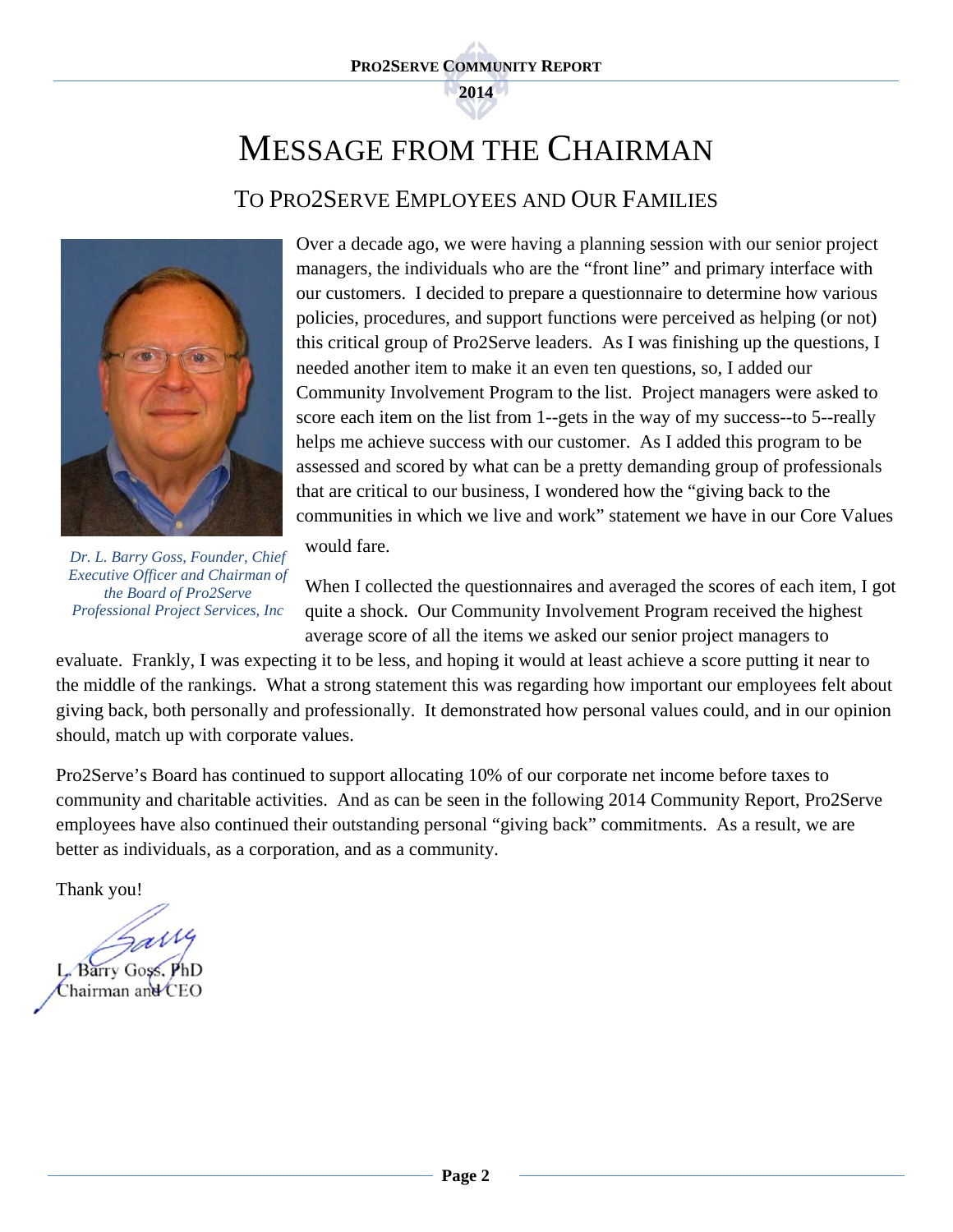# Message from the Chairman

## To Pro2Serve Employees and Our Families

*Dr. L. Barry Goss, Founder, Chief Executive Officer and Chairman of the Board of Pro2Serve Professional Project Services, Inc*

Over a decade ago, we were having a planning session with our senior project managers, the individuals who are the "front line" and primary interface with our customers. I decided to prepare a questionnaire to determine how various policies, procedures, and support functions were perceived as helping (or not) this critical group of Pro2Serve leaders. As I was finishing up the questions, I needed another item to make it an even ten questions, so, I added our Community Involvement Program to the list. Project managers were asked to score each item on the list from 1--gets in the way of my success--to 5--really helps me achieve success with our customer. As I added this program to be assessed and scored by what can be a pretty demanding group of professionals that are critical to our business, I wondered how the "giving back to the communities in which we live and work" statement we have in our Core Values would fare.

When I collected the questionnaires and averaged the scores of each item, I got quite a shock. Our Community Involvement Program received the highest average score of all the items we asked our senior project managers to evaluate. Frankly, I was expecting it to be less, and hoping it would at least achieve a score putting it near to the middle of the rankings. What a strong statement this was regarding how important our employees felt about giving back, both personally and professionally. It demonstrated how personal values could, and in our opinion should, match up with corporate values.

Pro2Serve's Board has continued to support allocating 10% of our corporate net income before taxes to community and charitable activities. And as can be seen in the following 2014 Community Report, Pro2Serve employees have also continued their outstanding personal "giving back" commitments. As a result, we are better as individuals, as a corporation, and as a community.

Thank you!

Barry

L. Barry Goss, PhD
Chairman and CEO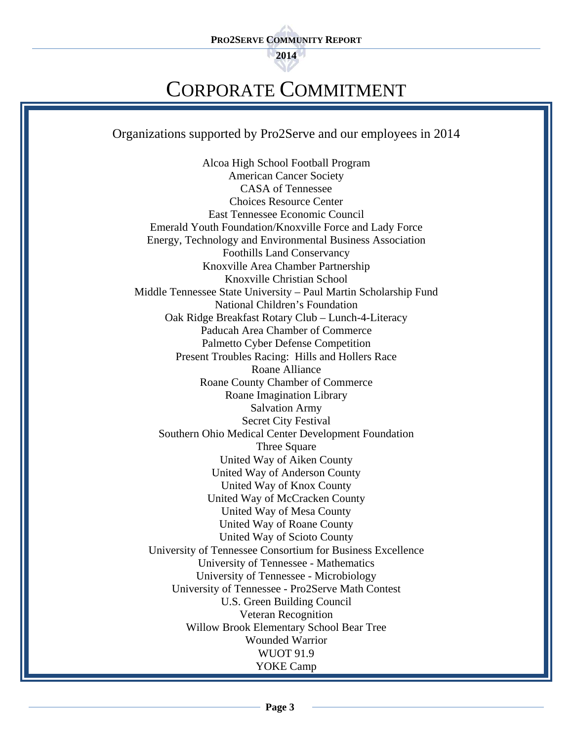# CORPORATE COMMITMENT

Organizations supported by Pro2Serve and our employees in 2014

Alcoa High School Football Program
American Cancer Society
CASA of Tennessee
Choices Resource Center
East Tennessee Economic Council
Emerald Youth Foundation/Knoxville Force and Lady Force
Energy, Technology and Environmental Business Association
Foothills Land Conservancy
Knoxville Area Chamber Partnership
Knoxville Christian School
Middle Tennessee State University – Paul Martin Scholarship Fund
National Children's Foundation
Oak Ridge Breakfast Rotary Club – Lunch-4-Literacy
Paducah Area Chamber of Commerce
Palmetto Cyber Defense Competition
Present Troubles Racing: Hills and Hollers Race
Roane Alliance
Roane County Chamber of Commerce
Roane Imagination Library
Salvation Army
Secret City Festival
Southern Ohio Medical Center Development Foundation
Three Square
United Way of Aiken County
United Way of Anderson County
United Way of Knox County
United Way of McCracken County
United Way of Mesa County
United Way of Roane County
United Way of Scioto County
University of Tennessee Consortium for Business Excellence
University of Tennessee - Mathematics
University of Tennessee - Microbiology
University of Tennessee - Pro2Serve Math Contest
U.S. Green Building Council
Veteran Recognition
Willow Brook Elementary School Bear Tree
Wounded Warrior
WUOT 91.9
YOKE Camp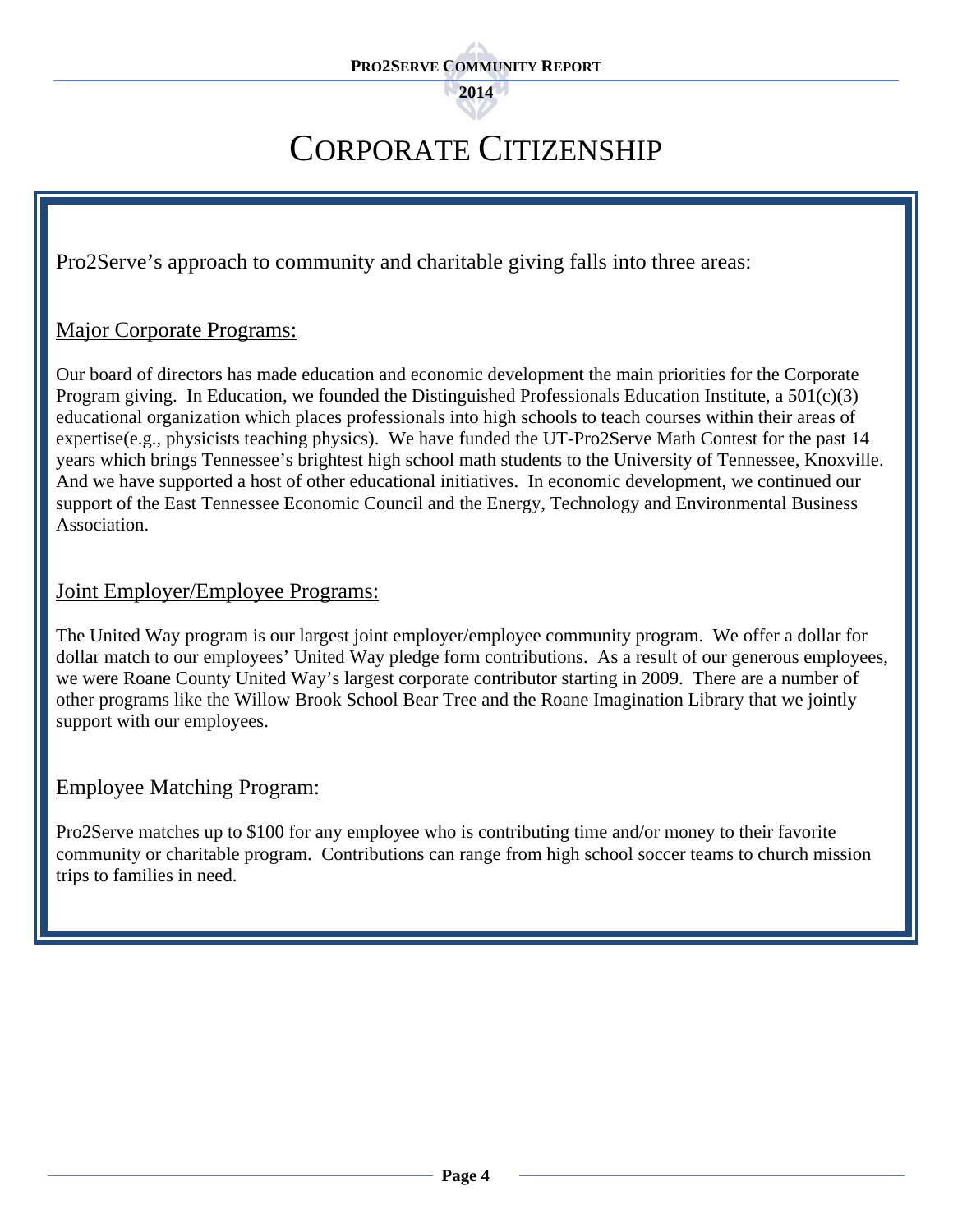# CORPORATE CITIZENSHIP

Pro2Serve's approach to community and charitable giving falls into three areas:

## Major Corporate Programs:

Our board of directors has made education and economic development the main priorities for the Corporate Program giving. In Education, we founded the Distinguished Professionals Education Institute, a 501(c)(3) educational organization which places professionals into high schools to teach courses within their areas of expertise(e.g., physicists teaching physics). We have funded the UT-Pro2Serve Math Contest for the past 14 years which brings Tennessee's brightest high school math students to the University of Tennessee, Knoxville. And we have supported a host of other educational initiatives. In economic development, we continued our support of the East Tennessee Economic Council and the Energy, Technology and Environmental Business Association.

## Joint Employer/Employee Programs:

The United Way program is our largest joint employer/employee community program. We offer a dollar for dollar match to our employees' United Way pledge form contributions. As a result of our generous employees, we were Roane County United Way's largest corporate contributor starting in 2009. There are a number of other programs like the Willow Brook School Bear Tree and the Roane Imagination Library that we jointly support with our employees.

## Employee Matching Program:

Pro2Serve matches up to $100 for any employee who is contributing time and/or money to their favorite community or charitable program. Contributions can range from high school soccer teams to church mission trips to families in need.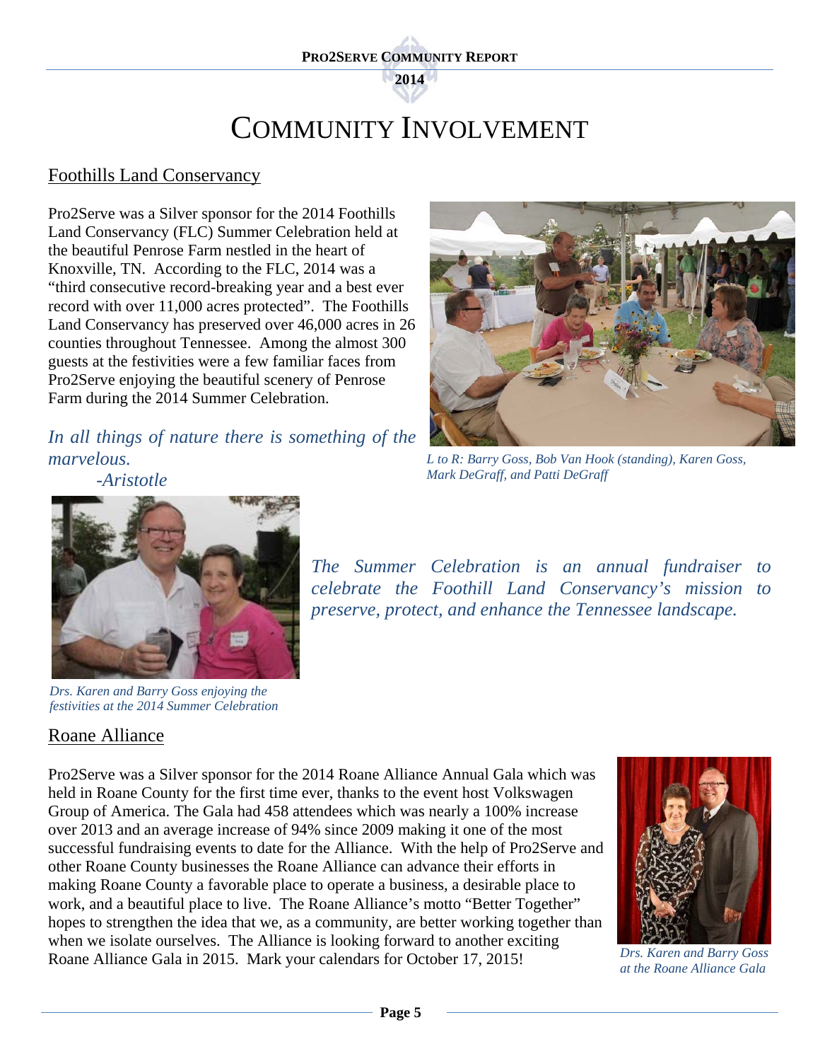# COMMUNITY INVOLVEMENT

## Foothills Land Conservancy

Pro2Serve was a Silver sponsor for the 2014 Foothills Land Conservancy (FLC) Summer Celebration held at the beautiful Penrose Farm nestled in the heart of Knoxville, TN. According to the FLC, 2014 was a "third consecutive record-breaking year and a best ever record with over 11,000 acres protected". The Foothills Land Conservancy has preserved over 46,000 acres in 26 counties throughout Tennessee. Among the almost 300 guests at the festivities were a few familiar faces from Pro2Serve enjoying the beautiful scenery of Penrose Farm during the 2014 Summer Celebration.

*In all things of nature there is something of the marvelous.*
*-Aristotle*

*L to R: Barry Goss, Bob Van Hook (standing), Karen Goss, Mark DeGraff, and Patti DeGraff*

*The Summer Celebration is an annual fundraiser to celebrate the Foothill Land Conservancy's mission to preserve, protect, and enhance the Tennessee landscape.*

*Drs. Karen and Barry Goss enjoying the festivities at the 2014 Summer Celebration*

## Roane Alliance

Pro2Serve was a Silver sponsor for the 2014 Roane Alliance Annual Gala which was held in Roane County for the first time ever, thanks to the event host Volkswagen Group of America. The Gala had 458 attendees which was nearly a 100% increase over 2013 and an average increase of 94% since 2009 making it one of the most successful fundraising events to date for the Alliance. With the help of Pro2Serve and other Roane County businesses the Roane Alliance can advance their efforts in making Roane County a favorable place to operate a business, a desirable place to work, and a beautiful place to live. The Roane Alliance's motto "Better Together" hopes to strengthen the idea that we, as a community, are better working together than when we isolate ourselves. The Alliance is looking forward to another exciting Roane Alliance Gala in 2015. Mark your calendars for October 17, 2015!

*Drs. Karen and Barry Goss at the Roane Alliance Gala*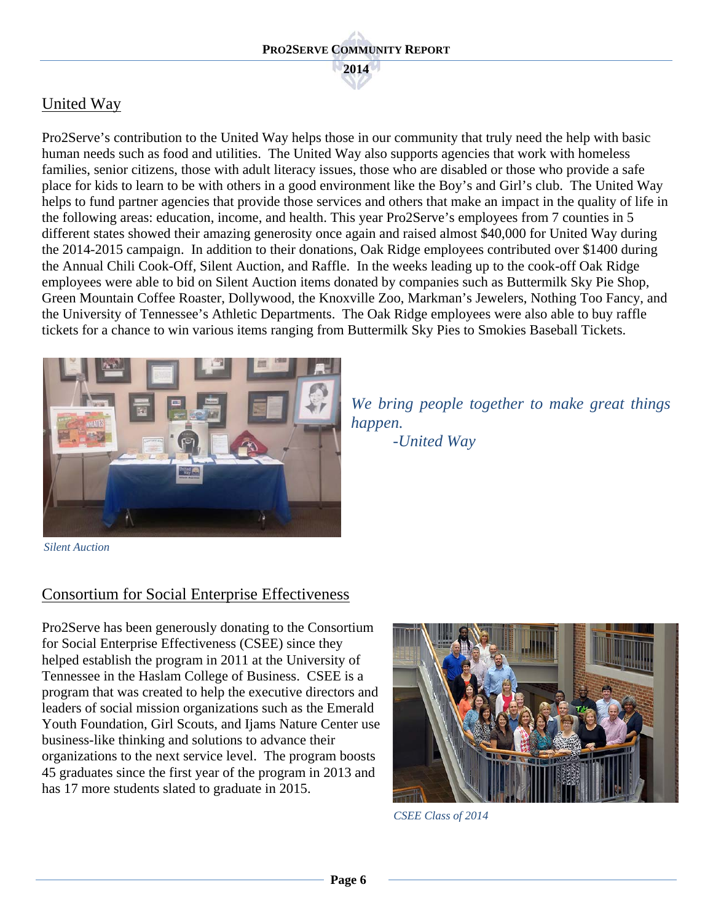## United Way

Pro2Serve's contribution to the United Way helps those in our community that truly need the help with basic human needs such as food and utilities. The United Way also supports agencies that work with homeless families, senior citizens, those with adult literacy issues, those who are disabled or those who provide a safe place for kids to learn to be with others in a good environment like the Boy's and Girl's club. The United Way helps to fund partner agencies that provide those services and others that make an impact in the quality of life in the following areas: education, income, and health. This year Pro2Serve's employees from 7 counties in 5 different states showed their amazing generosity once again and raised almost $40,000 for United Way during the 2014-2015 campaign. In addition to their donations, Oak Ridge employees contributed over $1400 during the Annual Chili Cook-Off, Silent Auction, and Raffle. In the weeks leading up to the cook-off Oak Ridge employees were able to bid on Silent Auction items donated by companies such as Buttermilk Sky Pie Shop, Green Mountain Coffee Roaster, Dollywood, the Knoxville Zoo, Markman's Jewelers, Nothing Too Fancy, and the University of Tennessee's Athletic Departments. The Oak Ridge employees were also able to buy raffle tickets for a chance to win various items ranging from Buttermilk Sky Pies to Smokies Baseball Tickets.

*Silent Auction*

*We bring people together to make great things happen.*
*-United Way*

## Consortium for Social Enterprise Effectiveness

Pro2Serve has been generously donating to the Consortium for Social Enterprise Effectiveness (CSEE) since they helped establish the program in 2011 at the University of Tennessee in the Haslam College of Business. CSEE is a program that was created to help the executive directors and leaders of social mission organizations such as the Emerald Youth Foundation, Girl Scouts, and Ijams Nature Center use business-like thinking and solutions to advance their organizations to the next service level. The program boosts 45 graduates since the first year of the program in 2013 and has 17 more students slated to graduate in 2015.

*CSEE Class of 2014*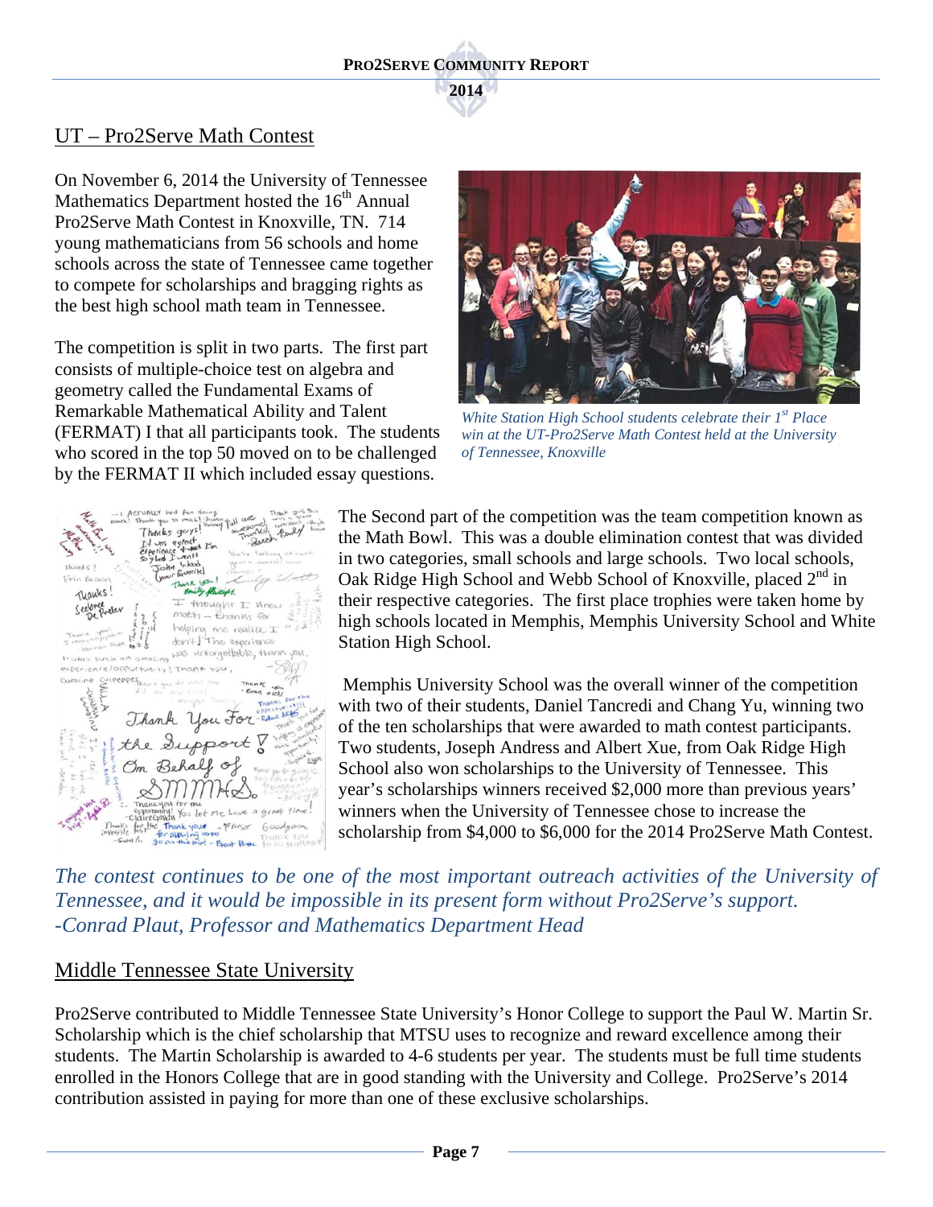## UT – Pro2Serve Math Contest

On November 6, 2014 the University of Tennessee Mathematics Department hosted the 16th Annual Pro2Serve Math Contest in Knoxville, TN. 714 young mathematicians from 56 schools and home schools across the state of Tennessee came together to compete for scholarships and bragging rights as the best high school math team in Tennessee.

The competition is split in two parts. The first part consists of multiple-choice test on algebra and geometry called the Fundamental Exams of Remarkable Mathematical Ability and Talent (FERMAT) I that all participants took. The students who scored in the top 50 moved on to be challenged by the FERMAT II which included essay questions.

*White Station High School students celebrate their 1st Place win at the UT-Pro2Serve Math Contest held at the University of Tennessee, Knoxville*

The Second part of the competition was the team competition known as the Math Bowl. This was a double elimination contest that was divided in two categories, small schools and large schools. Two local schools, Oak Ridge High School and Webb School of Knoxville, placed 2nd in their respective categories. The first place trophies were taken home by high schools located in Memphis, Memphis University School and White Station High School.

Memphis University School was the overall winner of the competition with two of their students, Daniel Tancredi and Chang Yu, winning two of the ten scholarships that were awarded to math contest participants. Two students, Joseph Andress and Albert Xue, from Oak Ridge High School also won scholarships to the University of Tennessee. This year's scholarships winners received $2,000 more than previous years' winners when the University of Tennessee chose to increase the scholarship from $4,000 to $6,000 for the 2014 Pro2Serve Math Contest.

*The contest continues to be one of the most important outreach activities of the University of Tennessee, and it would be impossible in its present form without Pro2Serve's support. -Conrad Plaut, Professor and Mathematics Department Head*

## Middle Tennessee State University

Pro2Serve contributed to Middle Tennessee State University's Honor College to support the Paul W. Martin Sr. Scholarship which is the chief scholarship that MTSU uses to recognize and reward excellence among their students. The Martin Scholarship is awarded to 4-6 students per year. The students must be full time students enrolled in the Honors College that are in good standing with the University and College. Pro2Serve's 2014 contribution assisted in paying for more than one of these exclusive scholarships.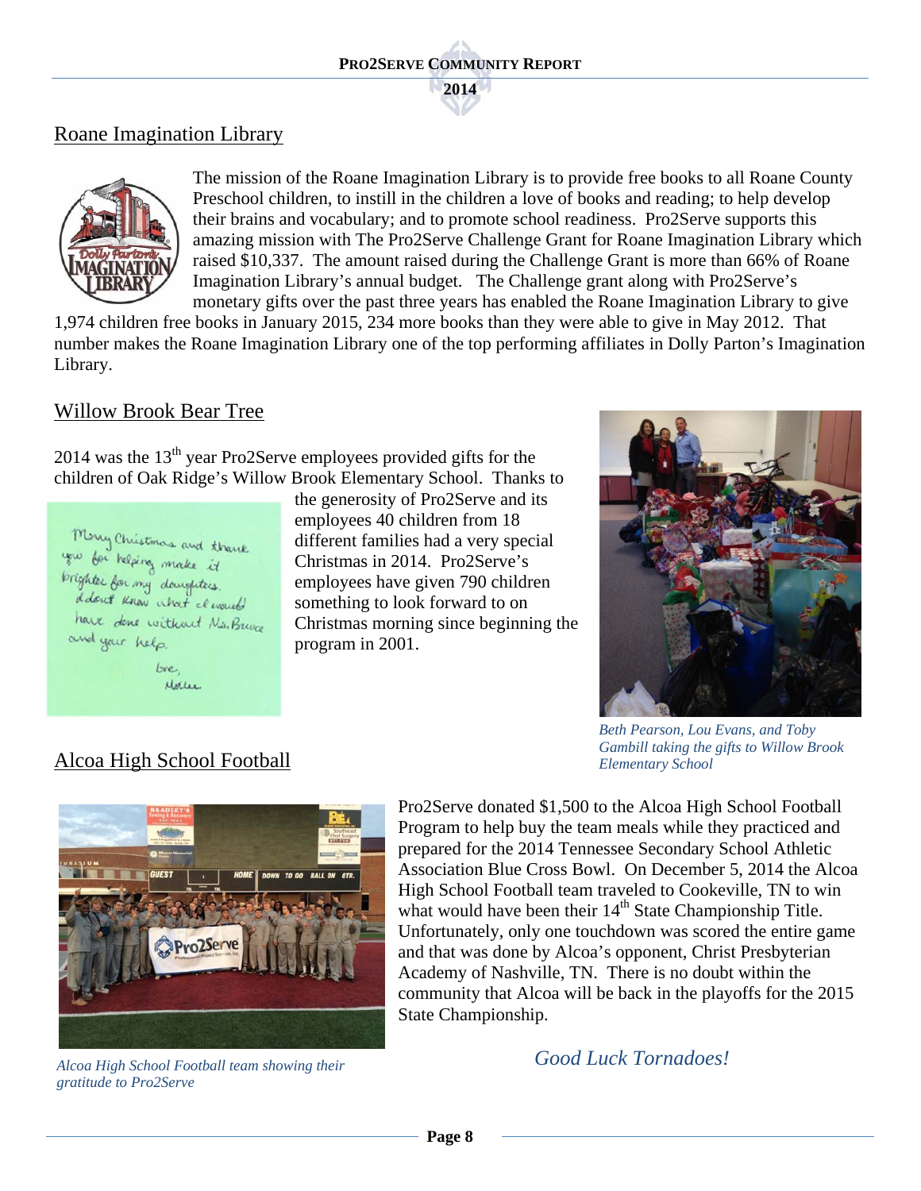## Roane Imagination Library

The mission of the Roane Imagination Library is to provide free books to all Roane County Preschool children, to instill in the children a love of books and reading; to help develop their brains and vocabulary; and to promote school readiness. Pro2Serve supports this amazing mission with The Pro2Serve Challenge Grant for Roane Imagination Library which raised $10,337. The amount raised during the Challenge Grant is more than 66% of Roane Imagination Library's annual budget. The Challenge grant along with Pro2Serve's monetary gifts over the past three years has enabled the Roane Imagination Library to give 1,974 children free books in January 2015, 234 more books than they were able to give in May 2012. That number makes the Roane Imagination Library one of the top performing affiliates in Dolly Parton's Imagination Library.

## Willow Brook Bear Tree

2014 was the 13th year Pro2Serve employees provided gifts for the children of Oak Ridge's Willow Brook Elementary School. Thanks to the generosity of Pro2Serve and its employees 40 children from 18 different families had a very special Christmas in 2014. Pro2Serve's employees have given 790 children something to look forward to on Christmas morning since beginning the program in 2001.

Merry Christmas and thank you for helping make it brighter for my daughters. I don't know what I would have done without Ms. Bruce and your help.

Love,
Mother

*Beth Pearson, Lou Evans, and Toby Gambill taking the gifts to Willow Brook Elementary School*

## Alcoa High School Football

Pro2Serve donated $1,500 to the Alcoa High School Football Program to help buy the team meals while they practiced and prepared for the 2014 Tennessee Secondary School Athletic Association Blue Cross Bowl. On December 5, 2014 the Alcoa High School Football team traveled to Cookeville, TN to win what would have been their 14th State Championship Title. Unfortunately, only one touchdown was scored the entire game and that was done by Alcoa's opponent, Christ Presbyterian Academy of Nashville, TN. There is no doubt within the community that Alcoa will be back in the playoffs for the 2015 State Championship.

*Good Luck Tornadoes!*

*Alcoa High School Football team showing their gratitude to Pro2Serve*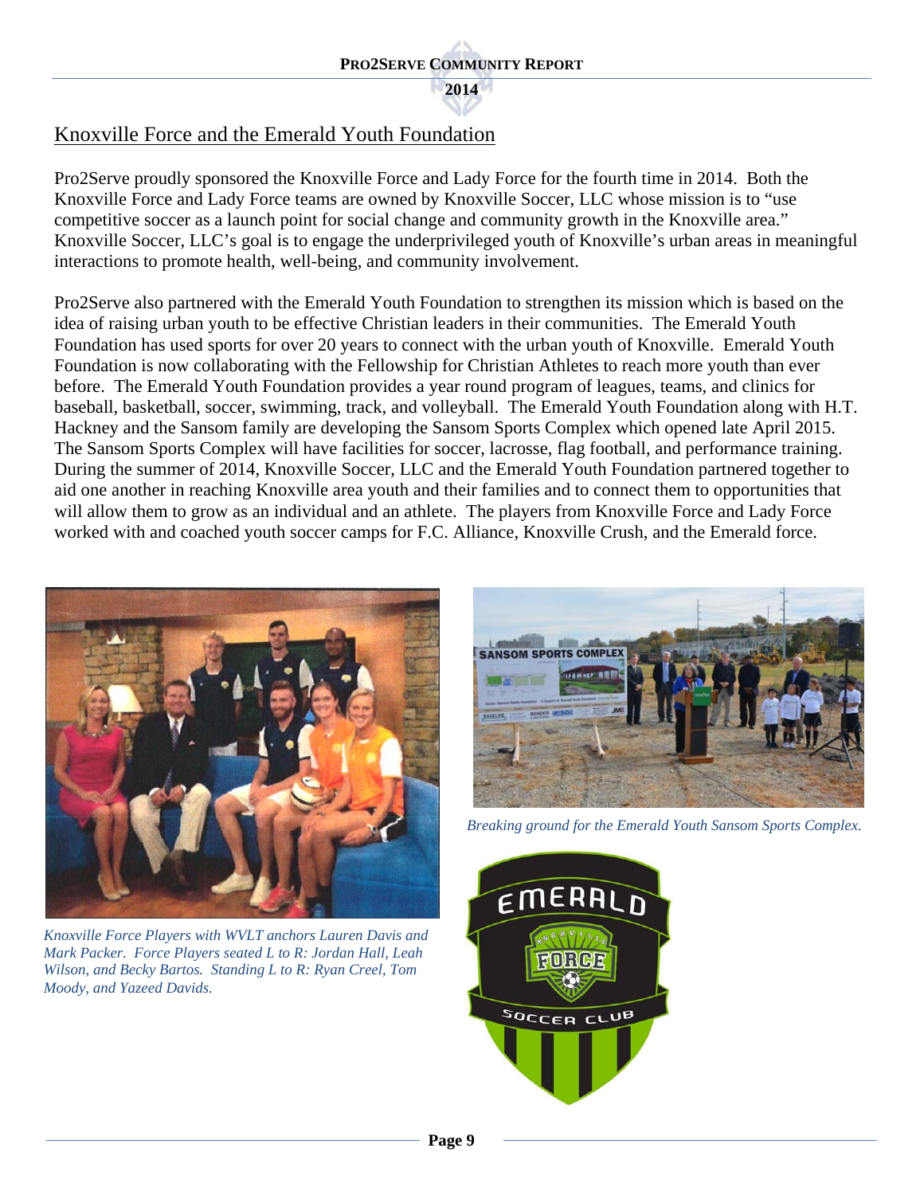## Knoxville Force and the Emerald Youth Foundation

Pro2Serve proudly sponsored the Knoxville Force and Lady Force for the fourth time in 2014. Both the Knoxville Force and Lady Force teams are owned by Knoxville Soccer, LLC whose mission is to "use competitive soccer as a launch point for social change and community growth in the Knoxville area." Knoxville Soccer, LLC's goal is to engage the underprivileged youth of Knoxville's urban areas in meaningful interactions to promote health, well-being, and community involvement.

Pro2Serve also partnered with the Emerald Youth Foundation to strengthen its mission which is based on the idea of raising urban youth to be effective Christian leaders in their communities. The Emerald Youth Foundation has used sports for over 20 years to connect with the urban youth of Knoxville. Emerald Youth Foundation is now collaborating with the Fellowship for Christian Athletes to reach more youth than ever before. The Emerald Youth Foundation provides a year round program of leagues, teams, and clinics for baseball, basketball, soccer, swimming, track, and volleyball. The Emerald Youth Foundation along with H.T. Hackney and the Sansom family are developing the Sansom Sports Complex which opened late April 2015. The Sansom Sports Complex will have facilities for soccer, lacrosse, flag football, and performance training. During the summer of 2014, Knoxville Soccer, LLC and the Emerald Youth Foundation partnered together to aid one another in reaching Knoxville area youth and their families and to connect them to opportunities that will allow them to grow as an individual and an athlete. The players from Knoxville Force and Lady Force worked with and coached youth soccer camps for F.C. Alliance, Knoxville Crush, and the Emerald force.

*Knoxville Force Players with WVLT anchors Lauren Davis and Mark Packer. Force Players seated L to R: Jordan Hall, Leah Wilson, and Becky Bartos. Standing L to R: Ryan Creel, Tom Moody, and Yazeed Davids.*

*Breaking ground for the Emerald Youth Sansom Sports Complex.*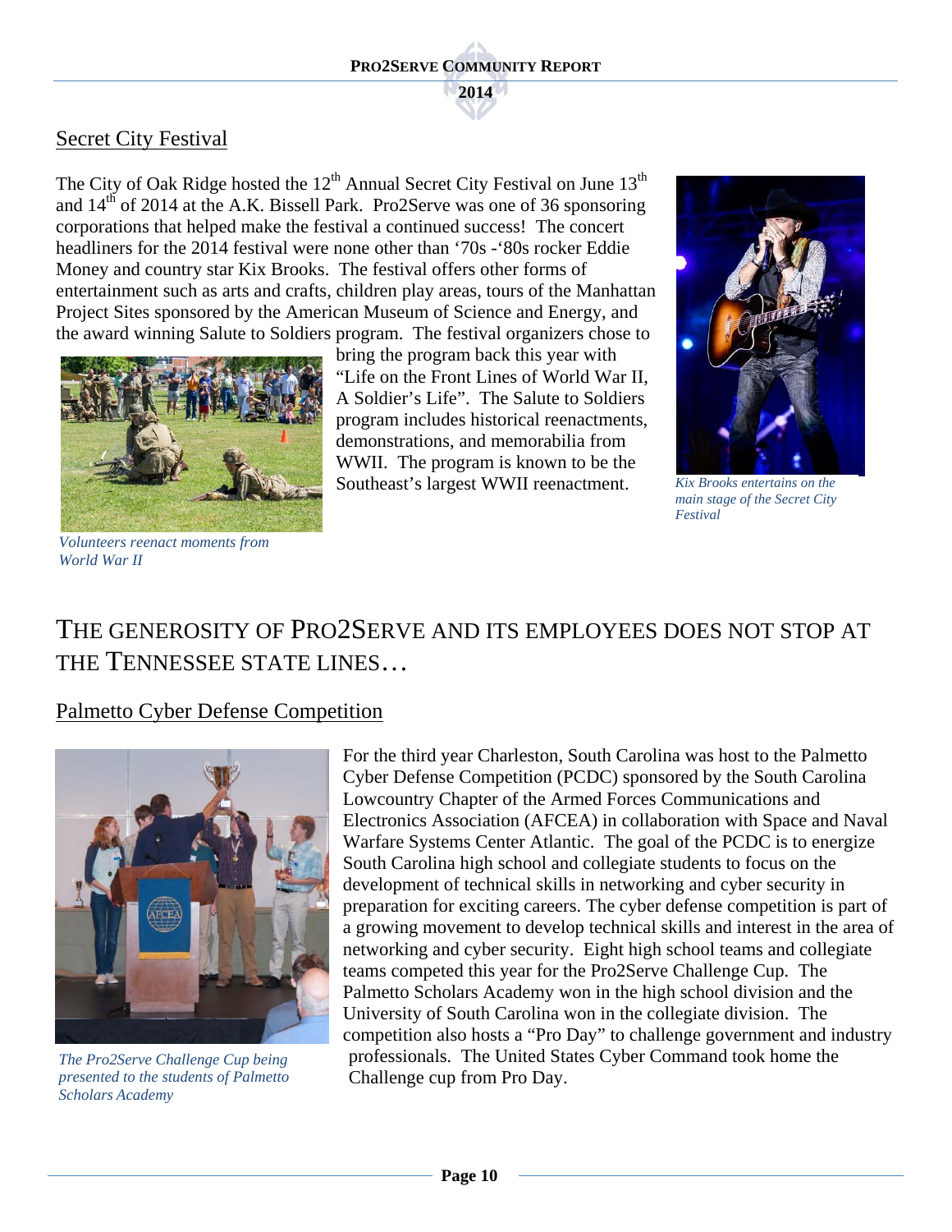## Secret City Festival

The City of Oak Ridge hosted the 12th Annual Secret City Festival on June 13th and 14th of 2014 at the A.K. Bissell Park. Pro2Serve was one of 36 sponsoring corporations that helped make the festival a continued success! The concert headliners for the 2014 festival were none other than '70s -'80s rocker Eddie Money and country star Kix Brooks. The festival offers other forms of entertainment such as arts and crafts, children play areas, tours of the Manhattan Project Sites sponsored by the American Museum of Science and Energy, and the award winning Salute to Soldiers program. The festival organizers chose to bring the program back this year with "Life on the Front Lines of World War II, A Soldier's Life". The Salute to Soldiers program includes historical reenactments, demonstrations, and memorabilia from WWII. The program is known to be the Southeast's largest WWII reenactment.

*Volunteers reenact moments from World War II*

*Kix Brooks entertains on the main stage of the Secret City Festival*

# THE GENEROSITY OF PRO2SERVE AND ITS EMPLOYEES DOES NOT STOP AT THE TENNESSEE STATE LINES…

## Palmetto Cyber Defense Competition

For the third year Charleston, South Carolina was host to the Palmetto Cyber Defense Competition (PCDC) sponsored by the South Carolina Lowcountry Chapter of the Armed Forces Communications and Electronics Association (AFCEA) in collaboration with Space and Naval Warfare Systems Center Atlantic. The goal of the PCDC is to energize South Carolina high school and collegiate students to focus on the development of technical skills in networking and cyber security in preparation for exciting careers. The cyber defense competition is part of a growing movement to develop technical skills and interest in the area of networking and cyber security. Eight high school teams and collegiate teams competed this year for the Pro2Serve Challenge Cup. The Palmetto Scholars Academy won in the high school division and the University of South Carolina won in the collegiate division. The competition also hosts a "Pro Day" to challenge government and industry professionals. The United States Cyber Command took home the Challenge cup from Pro Day.

*The Pro2Serve Challenge Cup being presented to the students of Palmetto Scholars Academy*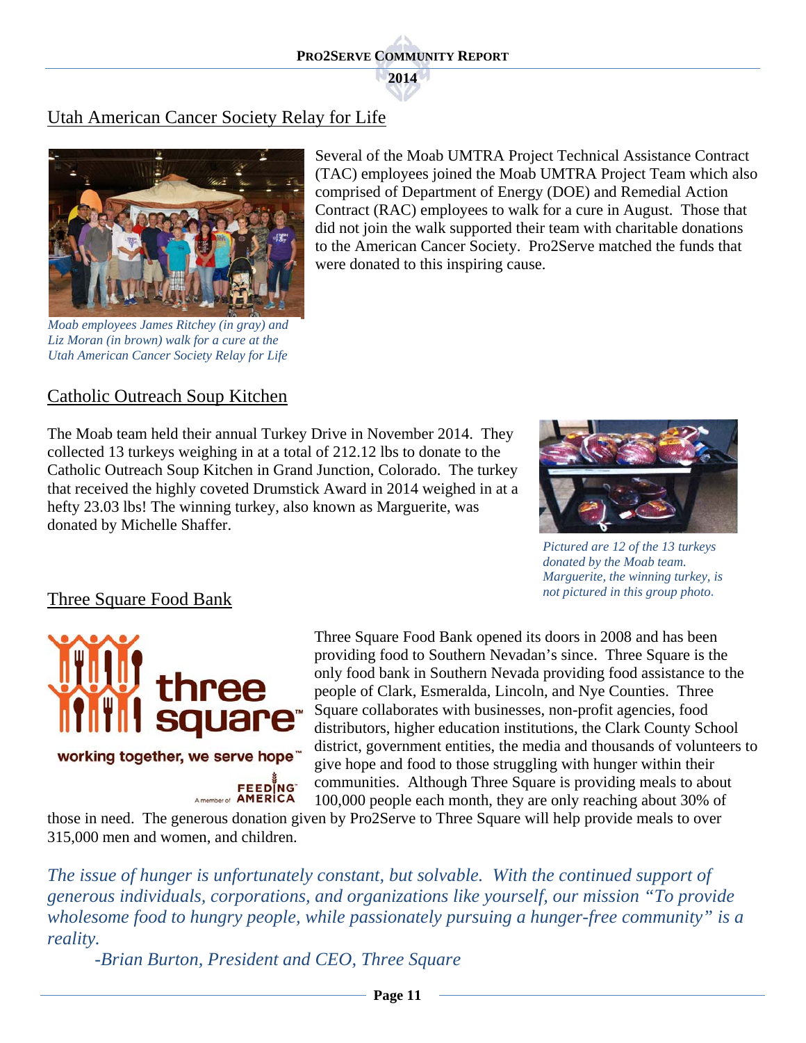## Utah American Cancer Society Relay for Life

*Moab employees James Ritchey (in gray) and Liz Moran (in brown) walk for a cure at the Utah American Cancer Society Relay for Life*

Several of the Moab UMTRA Project Technical Assistance Contract (TAC) employees joined the Moab UMTRA Project Team which also comprised of Department of Energy (DOE) and Remedial Action Contract (RAC) employees to walk for a cure in August. Those that did not join the walk supported their team with charitable donations to the American Cancer Society. Pro2Serve matched the funds that were donated to this inspiring cause.

## Catholic Outreach Soup Kitchen

The Moab team held their annual Turkey Drive in November 2014. They collected 13 turkeys weighing in at a total of 212.12 lbs to donate to the Catholic Outreach Soup Kitchen in Grand Junction, Colorado. The turkey that received the highly coveted Drumstick Award in 2014 weighed in at a hefty 23.03 lbs! The winning turkey, also known as Marguerite, was donated by Michelle Shaffer.

*Pictured are 12 of the 13 turkeys donated by the Moab team. Marguerite, the winning turkey, is not pictured in this group photo.*

## Three Square Food Bank

Three Square Food Bank opened its doors in 2008 and has been providing food to Southern Nevadan's since. Three Square is the only food bank in Southern Nevada providing food assistance to the people of Clark, Esmeralda, Lincoln, and Nye Counties. Three Square collaborates with businesses, non-profit agencies, food distributors, higher education institutions, the Clark County School district, government entities, the media and thousands of volunteers to give hope and food to those struggling with hunger within their communities. Although Three Square is providing meals to about 100,000 people each month, they are only reaching about 30% of those in need. The generous donation given by Pro2Serve to Three Square will help provide meals to over 315,000 men and women, and children.

*The issue of hunger is unfortunately constant, but solvable. With the continued support of generous individuals, corporations, and organizations like yourself, our mission "To provide wholesome food to hungry people, while passionately pursuing a hunger-free community" is a reality.*

*-Brian Burton, President and CEO, Three Square*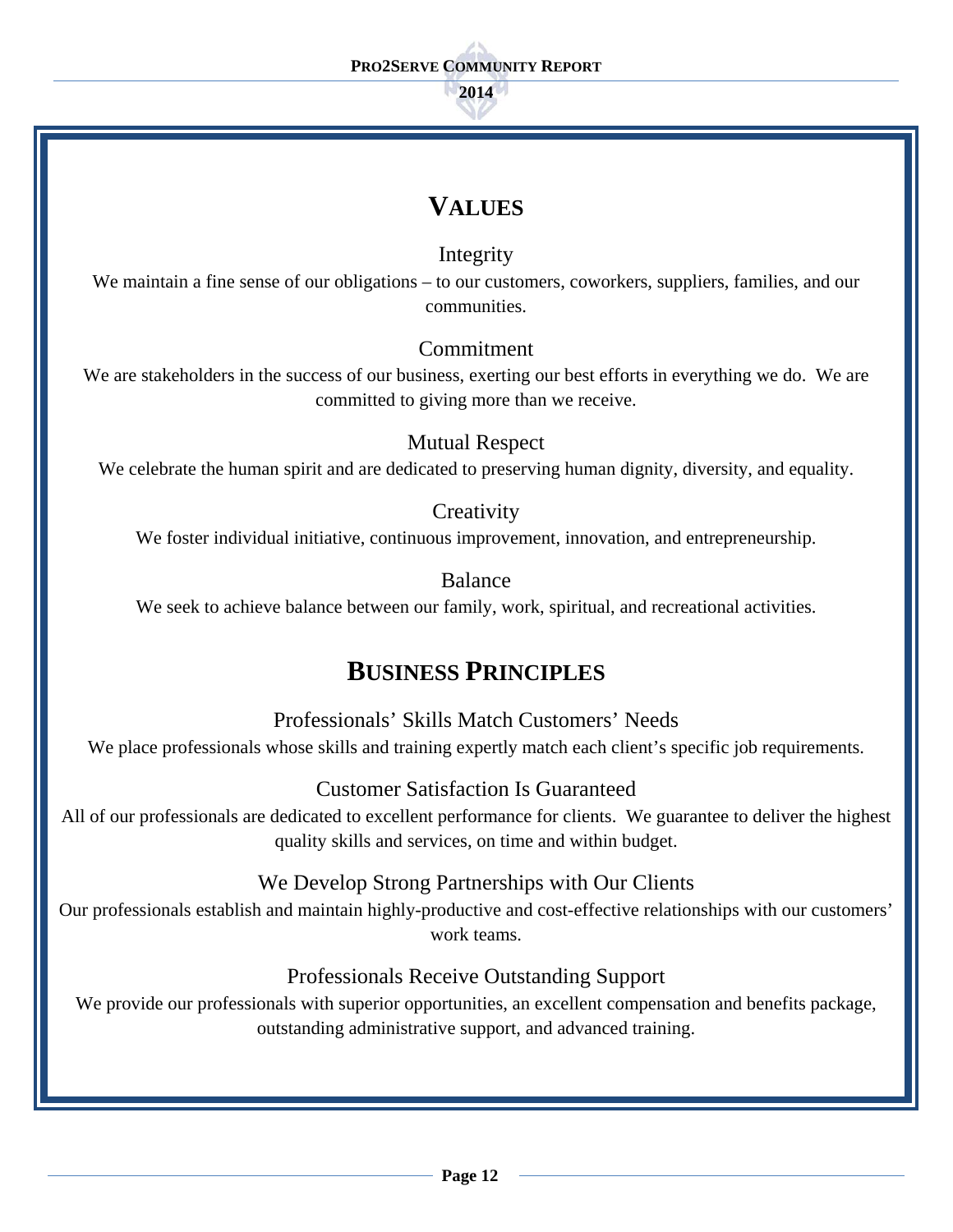## VALUES

### Integrity

We maintain a fine sense of our obligations – to our customers, coworkers, suppliers, families, and our communities.

### Commitment

We are stakeholders in the success of our business, exerting our best efforts in everything we do. We are committed to giving more than we receive.

### Mutual Respect

We celebrate the human spirit and are dedicated to preserving human dignity, diversity, and equality.

### Creativity

We foster individual initiative, continuous improvement, innovation, and entrepreneurship.

### Balance

We seek to achieve balance between our family, work, spiritual, and recreational activities.

## BUSINESS PRINCIPLES

### Professionals' Skills Match Customers' Needs

We place professionals whose skills and training expertly match each client's specific job requirements.

### Customer Satisfaction Is Guaranteed

All of our professionals are dedicated to excellent performance for clients. We guarantee to deliver the highest quality skills and services, on time and within budget.

### We Develop Strong Partnerships with Our Clients

Our professionals establish and maintain highly-productive and cost-effective relationships with our customers' work teams.

### Professionals Receive Outstanding Support

We provide our professionals with superior opportunities, an excellent compensation and benefits package, outstanding administrative support, and advanced training.